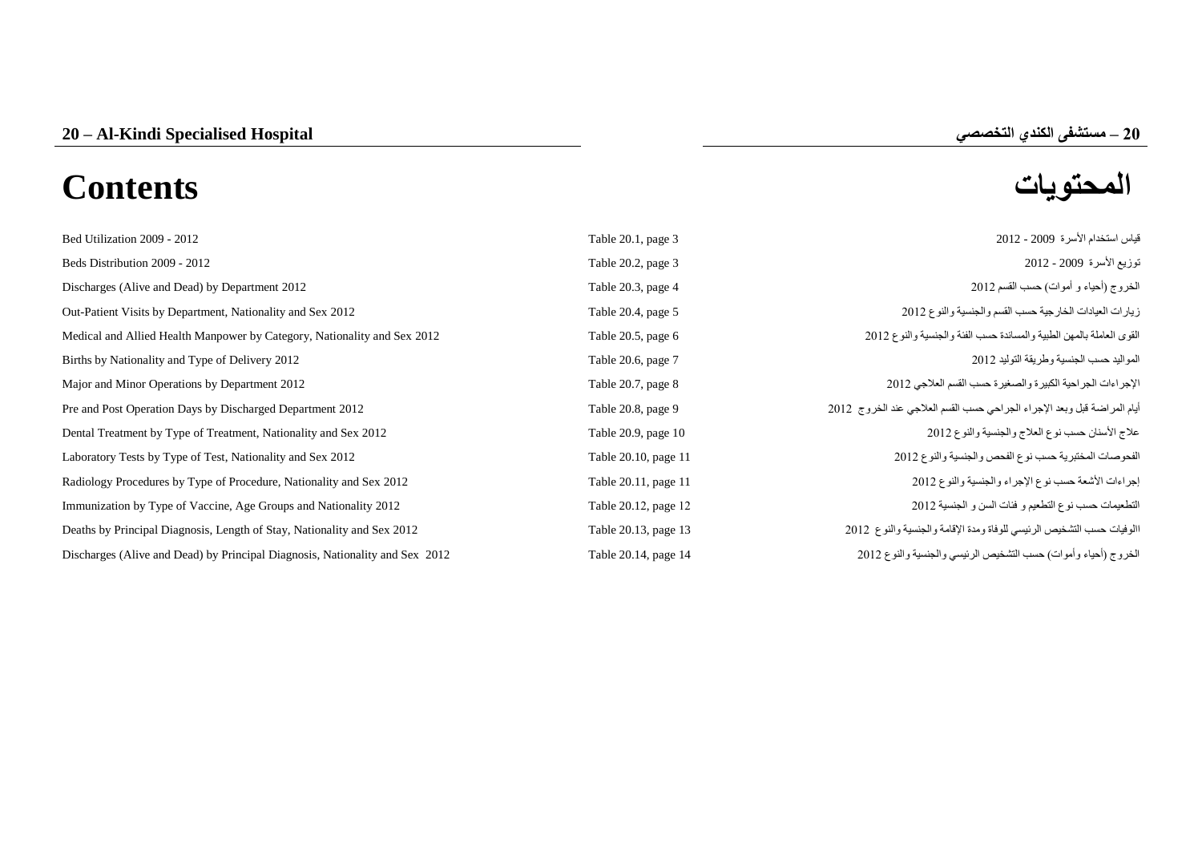# 20 – Al-Kindi Specialised Hospital

# 20 – مستشفى الكندي التخصصي

## Contents

## المحتويات

| | | |
|---|---|---|
| Bed Utilization 2009 - 2012 | Table 20.1, page 3 | قياس استخدام الأسرة 2009 - 2012 |
| Beds Distribution 2009 - 2012 | Table 20.2, page 3 | توزيع الأسرة 2009 - 2012 |
| Discharges (Alive and Dead) by Department 2012 | Table 20.3, page 4 | الخروج (أحياء و أموات) حسب القسم 2012 |
| Out-Patient Visits by Department, Nationality and Sex 2012 | Table 20.4, page 5 | زيارات العيادات الخارجية حسب القسم والجنسية والنوع 2012 |
| Medical and Allied Health Manpower by Category, Nationality and Sex 2012 | Table 20.5, page 6 | القوى العاملة بالمهن الطبية والمساندة حسب الفئة والجنسية والنوع 2012 |
| Births by Nationality and Type of Delivery 2012 | Table 20.6, page 7 | المواليد حسب الجنسية وطريقة التوليد 2012 |
| Major and Minor Operations by Department 2012 | Table 20.7, page 8 | الإجراءات الجراحية الكبيرة والصغيرة حسب القسم العلاجي 2012 |
| Pre and Post Operation Days by Discharged Department 2012 | Table 20.8, page 9 | أيام المراضة قبل وبعد الإجراء الجراحي حسب القسم العلاجي عند الخروج 2012 |
| Dental Treatment by Type of Treatment, Nationality and Sex 2012 | Table 20.9, page 10 | علاج الأسنان حسب نوع العلاج والجنسية والنوع 2012 |
| Laboratory Tests by Type of Test, Nationality and Sex 2012 | Table 20.10, page 11 | الفحوصات المختبرية حسب نوع الفحص والجنسية والنوع 2012 |
| Radiology Procedures by Type of Procedure, Nationality and Sex 2012 | Table 20.11, page 11 | إجراءات الأشعة حسب نوع الإجراء والجنسية والنوع 2012 |
| Immunization by Type of Vaccine, Age Groups and Nationality 2012 | Table 20.12, page 12 | التطعيمات حسب نوع التطعيم و فئات السن و الجنسية 2012 |
| Deaths by Principal Diagnosis, Length of Stay, Nationality and Sex 2012 | Table 20.13, page 13 | الوفيات حسب التشخيص الرئيسي للوفاة ومدة الإقامة والجنسية والنوع 2012 |
| Discharges (Alive and Dead) by Principal Diagnosis, Nationality and Sex 2012 | Table 20.14, page 14 | الخروج (أحياء وأموات) حسب التشخيص الرئيسي والجنسية والنوع 2012 |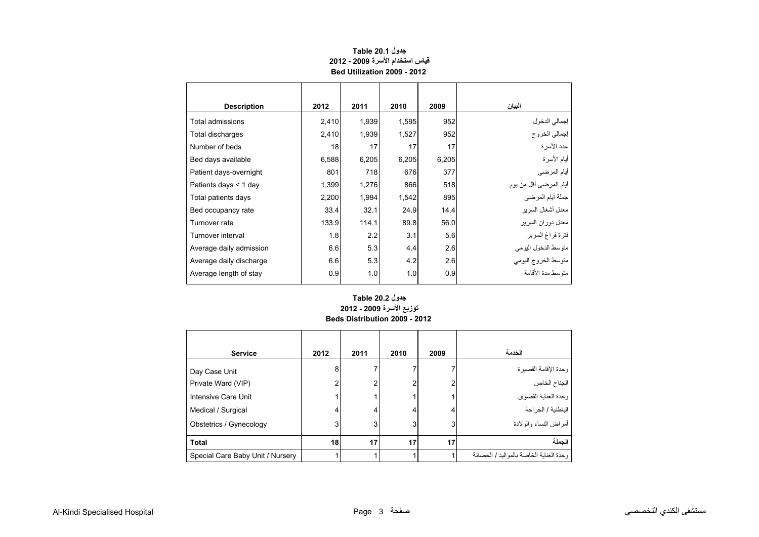**جدول Table 20.1**
**قياس استخدام الأسرة 2009 - 2012**
**Bed Utilization 2009 - 2012**

| Description | 2012 | 2011 | 2010 | 2009 | البيان |
|---|---|---|---|---|---|
| Total admissions | 2,410 | 1,939 | 1,595 | 952 | إجمالي الدخول |
| Total discharges | 2,410 | 1,939 | 1,527 | 952 | إجمالي الخروج |
| Number of beds | 18 | 17 | 17 | 17 | عدد الأسرة |
| Bed days available | 6,588 | 6,205 | 6,205 | 6,205 | أيام الأسرة |
| Patient days-overnight | 801 | 718 | 676 | 377 | أيام المرضى |
| Patients days < 1 day | 1,399 | 1,276 | 866 | 518 | أيام المرضى أقل من يوم |
| Total patients days | 2,200 | 1,994 | 1,542 | 895 | جملة أيام المرضى |
| Bed occupancy rate | 33.4 | 32.1 | 24.9 | 14.4 | معدل أشغال السرير |
| Turnover rate | 133.9 | 114.1 | 89.8 | 56.0 | معدل دوران السرير |
| Turnover interval | 1.8 | 2.2 | 3.1 | 5.6 | فترة فراغ السرير |
| Average daily admission | 6.6 | 5.3 | 4.4 | 2.6 | متوسط الدخول اليومي |
| Average daily discharge | 6.6 | 5.3 | 4.2 | 2.6 | متوسط الخروج اليومي |
| Average length of stay | 0.9 | 1.0 | 1.0 | 0.9 | متوسط مدة الأقامة |

**جدول Table 20.2**
**توزيع الأسرة 2009 - 2012**
**Beds Distribution 2009 - 2012**

| Service | 2012 | 2011 | 2010 | 2009 | الخدمة |
|---|---|---|---|---|---|
| Day Case Unit | 8 | 7 | 7 | 7 | وحدة الإقامة القصيرة |
| Private Ward (VIP) | 2 | 2 | 2 | 2 | الجناح الخاص |
| Intensive Care Unit | 1 | 1 | 1 | 1 | وحدة العناية القصوى |
| Medical / Surgical | 4 | 4 | 4 | 4 | الباطنية / الجراحة |
| Obstetrics / Gynecology | 3 | 3 | 3 | 3 | أمراض النساء والولادة |
| **Total** | **18** | **17** | **17** | **17** | **الجملة** |
| Special Care Baby Unit / Nursery | 1 | 1 | 1 | 1 | وحدة العناية الخاصة بالمواليد / الحضانة |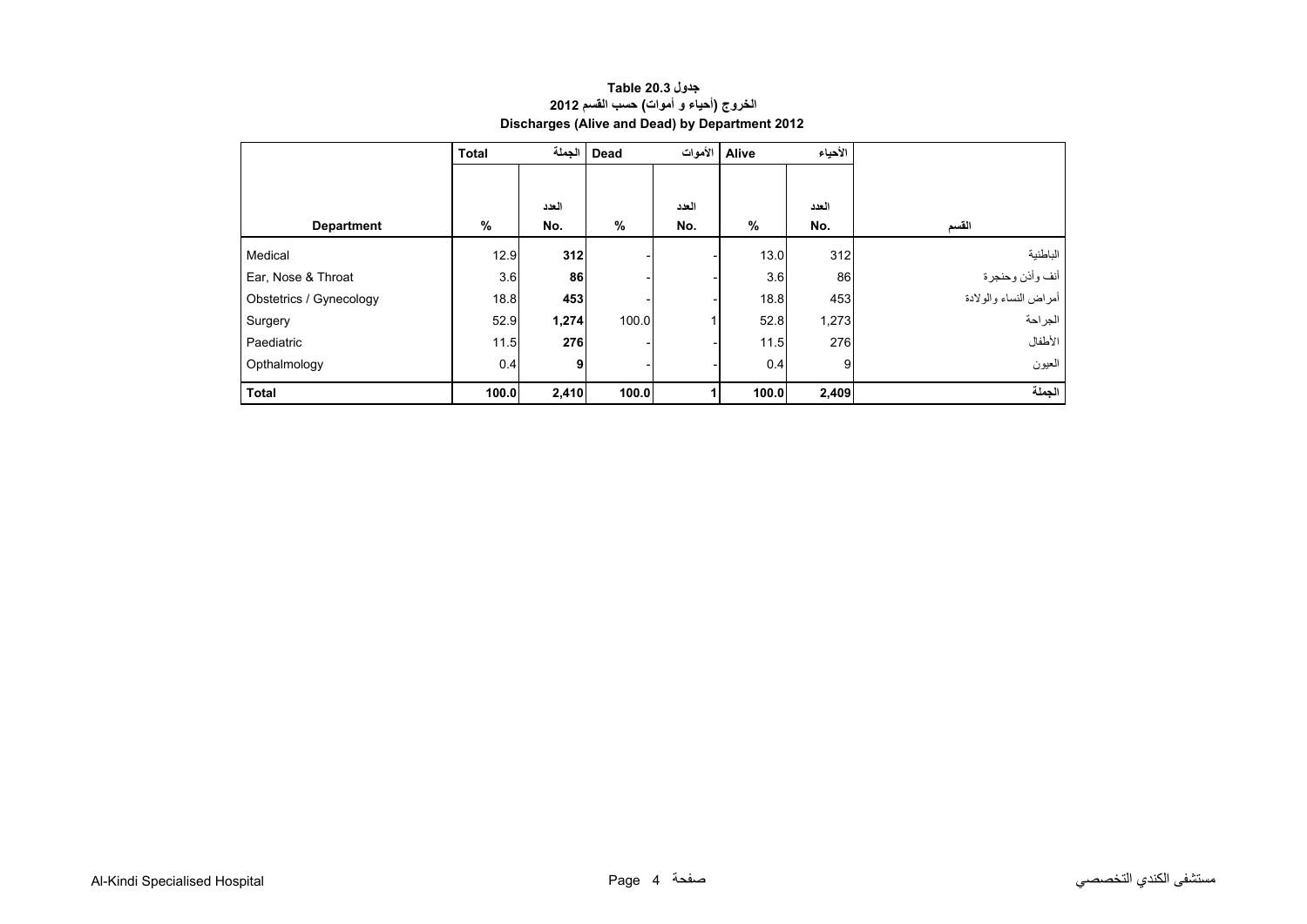**جدول Table 20.3**

**الخروج (أحياء و أموات) حسب القسم 2012**

**Discharges (Alive and Dead) by Department 2012**

| | **Total** | **الجملة** | **Dead** | **الأموات** | **Alive** | **الأحياء** | |
|---|---|---|---|---|---|---|---|
| **Department** | **%** | **العدد No.** | **%** | **العدد No.** | **%** | **العدد No.** | **القسم** |
| Medical | 12.9 | **312** | - | - | 13.0 | 312 | الباطنية |
| Ear, Nose & Throat | 3.6 | **86** | - | - | 3.6 | 86 | أنف وأذن وحنجرة |
| Obstetrics / Gynecology | 18.8 | **453** | - | - | 18.8 | 453 | أمراض النساء والولادة |
| Surgery | 52.9 | **1,274** | 100.0 | 1 | 52.8 | 1,273 | الجراحة |
| Paediatric | 11.5 | **276** | - | - | 11.5 | 276 | الأطفال |
| Opthalmology | 0.4 | **9** | - | - | 0.4 | 9 | العيون |
| **Total** | **100.0** | **2,410** | **100.0** | **1** | **100.0** | **2,409** | **الجملة** |

Al-Kindi Specialised Hospital مستشفى الكندي التخصصي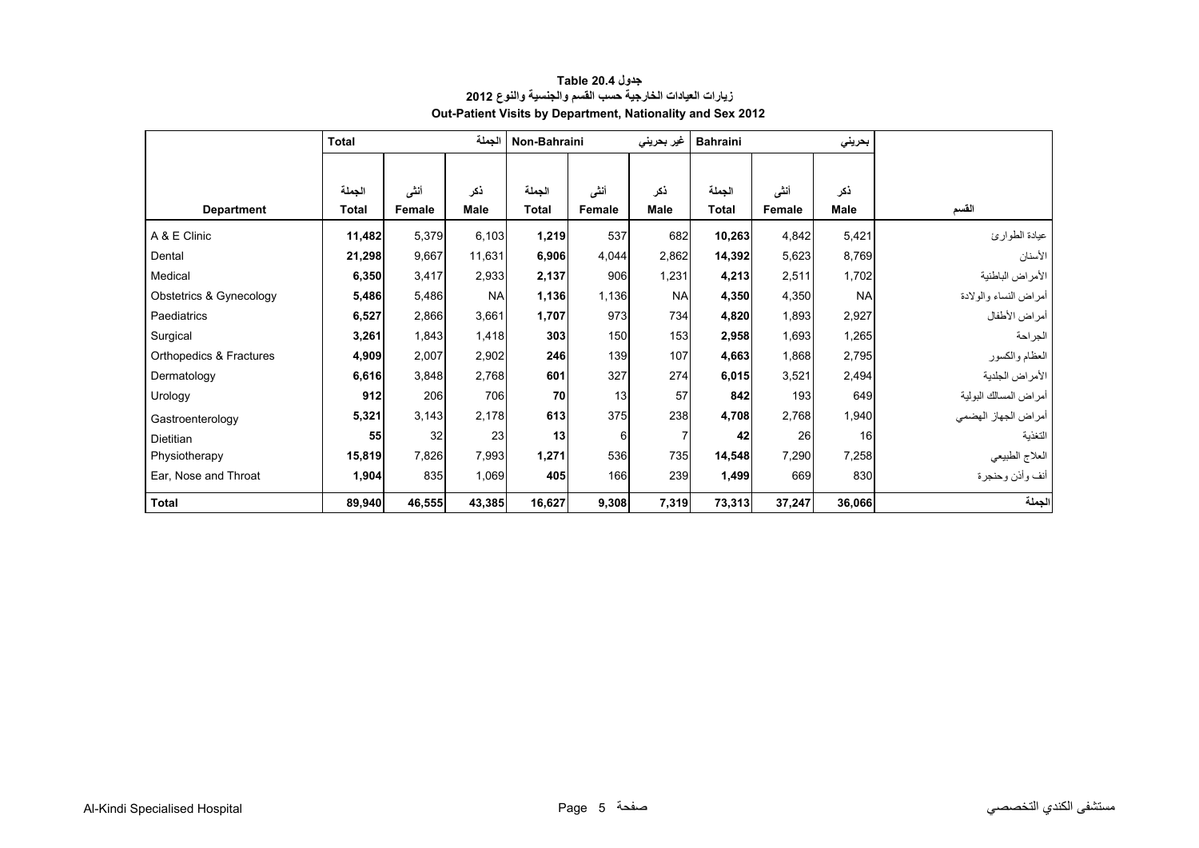**جدول Table 20.4**

**زيارات العيادات الخارجية حسب القسم والجنسية والنوع 2012**

**Out-Patient Visits by Department, Nationality and Sex 2012**

| | Total | | الجملة | Non-Bahraini | | غير بحريني | Bahraini | | بحريني | |
|---|---|---|---|---|---|---|---|---|---|---|
| **Department** | الجملة **Total** | أنثى **Female** | ذكر **Male** | الجملة **Total** | أنثى **Female** | ذكر **Male** | الجملة **Total** | أنثى **Female** | ذكر **Male** | القسم |
| A & E Clinic | **11,482** | 5,379 | 6,103 | **1,219** | 537 | 682 | **10,263** | 4,842 | 5,421 | عيادة الطوارئ |
| Dental | **21,298** | 9,667 | 11,631 | **6,906** | 4,044 | 2,862 | **14,392** | 5,623 | 8,769 | الأسنان |
| Medical | **6,350** | 3,417 | 2,933 | **2,137** | 906 | 1,231 | **4,213** | 2,511 | 1,702 | الأمراض الباطنية |
| Obstetrics & Gynecology | **5,486** | 5,486 | NA | **1,136** | 1,136 | NA | **4,350** | 4,350 | NA | أمراض النساء والولادة |
| Paediatrics | **6,527** | 2,866 | 3,661 | **1,707** | 973 | 734 | **4,820** | 1,893 | 2,927 | أمراض الأطفال |
| Surgical | **3,261** | 1,843 | 1,418 | **303** | 150 | 153 | **2,958** | 1,693 | 1,265 | الجراحة |
| Orthopedics & Fractures | **4,909** | 2,007 | 2,902 | **246** | 139 | 107 | **4,663** | 1,868 | 2,795 | العظام والكسور |
| Dermatology | **6,616** | 3,848 | 2,768 | **601** | 327 | 274 | **6,015** | 3,521 | 2,494 | الأمراض الجلدية |
| Urology | **912** | 206 | 706 | **70** | 13 | 57 | **842** | 193 | 649 | أمراض المسالك البولية |
| Gastroenterology | **5,321** | 3,143 | 2,178 | **613** | 375 | 238 | **4,708** | 2,768 | 1,940 | أمراض الجهاز الهضمي |
| Dietitian | **55** | 32 | 23 | **13** | 6 | 7 | **42** | 26 | 16 | التغذية |
| Physiotherapy | **15,819** | 7,826 | 7,993 | **1,271** | 536 | 735 | **14,548** | 7,290 | 7,258 | العلاج الطبيعي |
| Ear, Nose and Throat | **1,904** | 835 | 1,069 | **405** | 166 | 239 | **1,499** | 669 | 830 | أنف وأذن وحنجرة |
| **Total** | **89,940** | **46,555** | **43,385** | **16,627** | **9,308** | **7,319** | **73,313** | **37,247** | **36,066** | **الجملة** |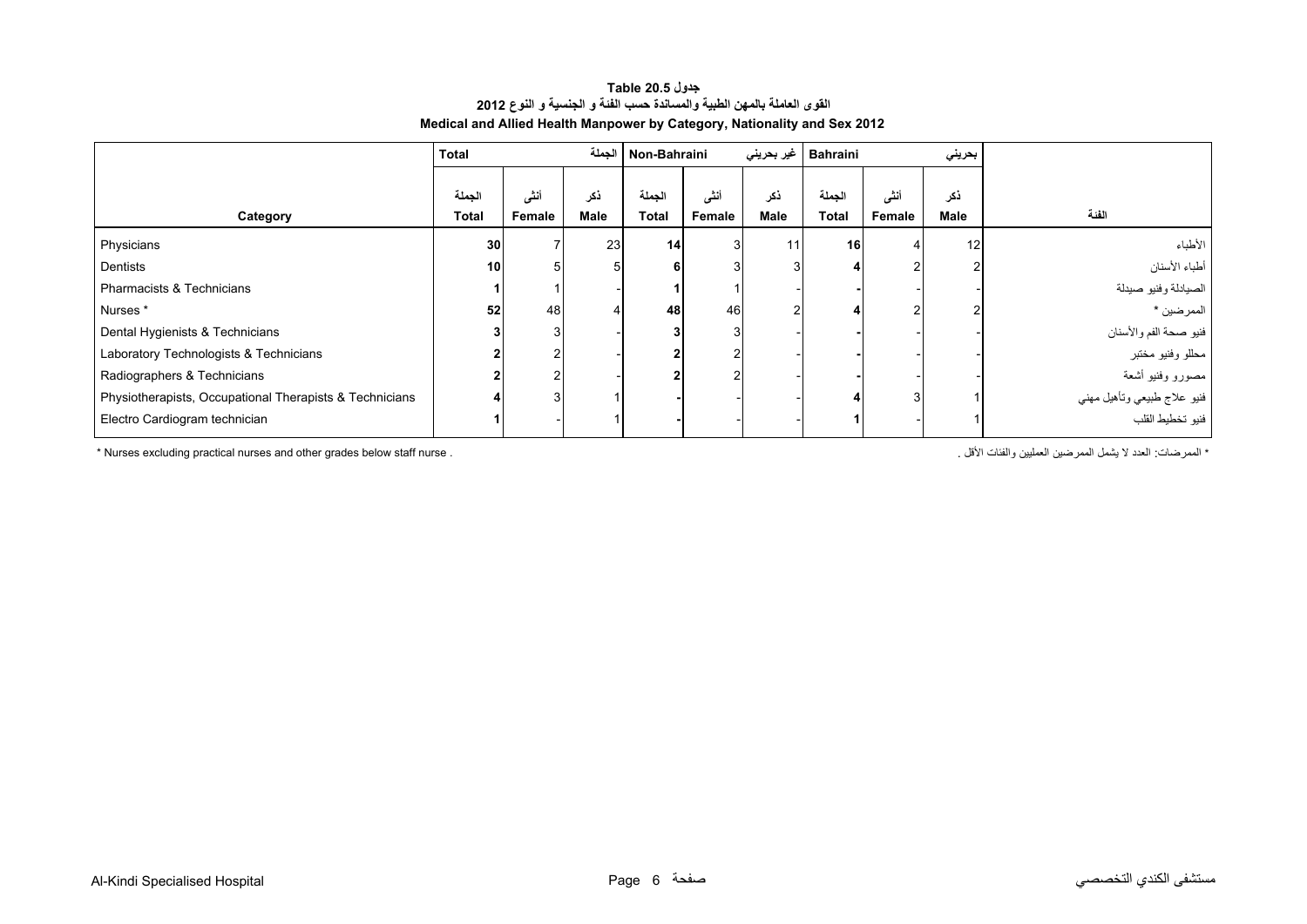**جدول Table 20.5**

**القوى العاملة بالمهن الطبية والمساندة حسب الفئة و الجنسية و النوع 2012**

**Medical and Allied Health Manpower by Category, Nationality and Sex 2012**

| Category | Total الجملة | | | Non-Bahraini غير بحريني | | | Bahraini بحريني | | | الفئة |
|---|---|---|---|---|---|---|---|---|---|---|
| | الجملة Total | أنثى Female | ذكر Male | الجملة Total | أنثى Female | ذكر Male | الجملة Total | أنثى Female | ذكر Male | |
| Physicians | **30** | 7 | 23 | **14** | 3 | 11 | **16** | 4 | 12 | الأطباء |
| Dentists | **10** | 5 | 5 | **6** | 3 | 3 | **4** | 2 | 2 | أطباء الأسنان |
| Pharmacists & Technicians | **1** | 1 | - | **1** | 1 | - | **-** | - | - | الصيادلة وفنيو صيدلة |
| Nurses * | **52** | 48 | 4 | **48** | 46 | 2 | **4** | 2 | 2 | الممرضين * |
| Dental Hygienists & Technicians | **3** | 3 | - | **3** | 3 | - | **-** | - | - | فنيو صحة الفم والأسنان |
| Laboratory Technologists & Technicians | **2** | 2 | - | **2** | 2 | - | **-** | - | - | محللو وفنيو مختبر |
| Radiographers & Technicians | **2** | 2 | - | **2** | 2 | - | **-** | - | - | مصورو وفنيو أشعة |
| Physiotherapists, Occupational Therapists & Technicians | **4** | 3 | 1 | **-** | - | - | **4** | 3 | 1 | فنيو علاج طبيعي وتأهيل مهني |
| Electro Cardiogram technician | **1** | - | 1 | **-** | - | - | **1** | - | 1 | فنيو تخطيط القلب |

* Nurses excluding practical nurses and other grades below staff nurse .

* الممرضات: العدد لا يشمل الممرضين العمليين والفئات الأقل .

Al-Kindi Specialised Hospital مستشفى الكندي التخصصي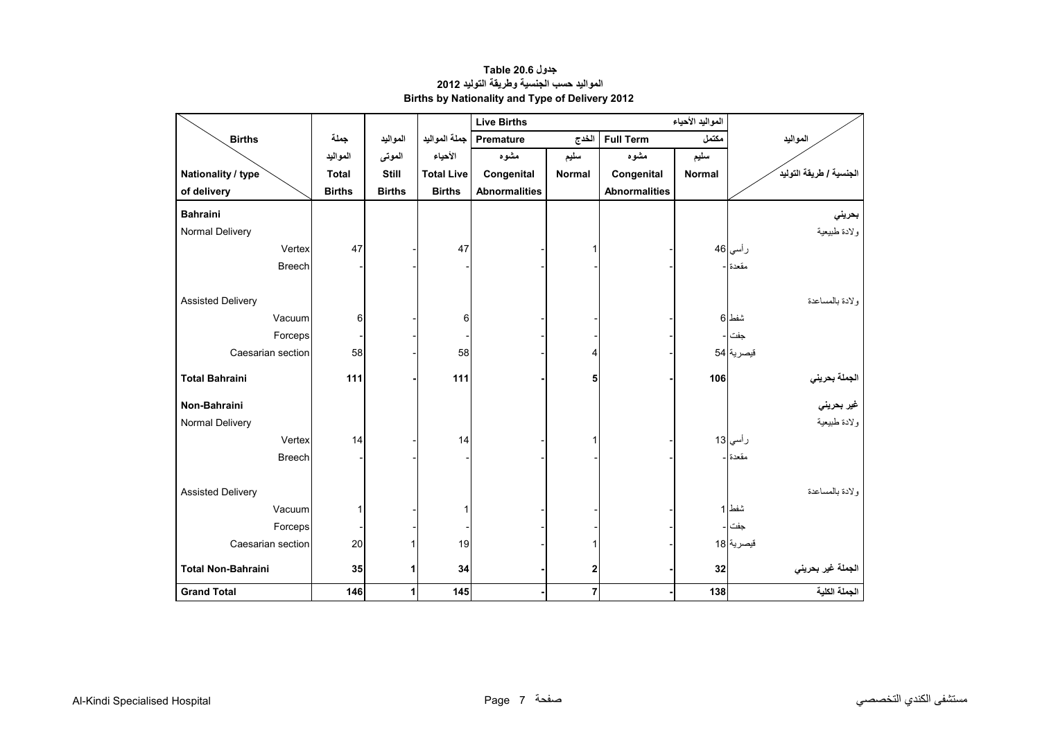**جدول 20.6 Table**

**المواليد حسب الجنسية وطريقة التوليد 2012**

**Births by Nationality and Type of Delivery 2012**

| Births / Nationality / type of delivery | جملة المواليد Total Births | المواليد الموتى Still Births | جملة المواليد الأحياء Total Live Births | Live Births المواليد الأحياء — Premature الخدج: مشوه Congenital Abnormalities | Premature الخدج: سليم Normal | Full Term مكتمل: مشوه Congenital Abnormalities | Full Term مكتمل: سليم Normal | المواليد / الجنسية / طريقة التوليد |
|---|---|---|---|---|---|---|---|---|
| **Bahraini** | | | | | | | | **بحريني** |
| Normal Delivery | | | | | | | | ولادة طبيعية |
| Vertex | 47 | - | 47 | - | 1 | - | 46 | رأسي |
| Breech | - | - | - | - | - | - | - | مقعدة |
| Assisted Delivery | | | | | | | | ولادة بالمساعدة |
| Vacuum | 6 | - | 6 | - | - | - | 6 | شفط |
| Forceps | - | - | - | - | - | - | - | جفت |
| Caesarian section | 58 | - | 58 | - | 4 | - | 54 | قيصرية |
| **Total Bahraini** | **111** | **-** | **111** | **-** | **5** | **-** | **106** | **الجملة بحريني** |
| **Non-Bahraini** | | | | | | | | **غير بحريني** |
| Normal Delivery | | | | | | | | ولادة طبيعية |
| Vertex | 14 | - | 14 | - | 1 | - | 13 | رأسي |
| Breech | - | - | - | - | - | - | - | مقعدة |
| Assisted Delivery | | | | | | | | ولادة بالمساعدة |
| Vacuum | 1 | - | 1 | - | - | - | 1 | شفط |
| Forceps | - | - | - | - | - | - | - | جفت |
| Caesarian section | 20 | 1 | 19 | - | 1 | - | 18 | قيصرية |
| **Total Non-Bahraini** | **35** | **1** | **34** | **-** | **2** | **-** | **32** | **الجملة غير بحريني** |
| **Grand Total** | **146** | **1** | **145** | **-** | **7** | **-** | **138** | **الجملة الكلية** |

Al-Kindi Specialised Hospital — مستشفى الكندي التخصصي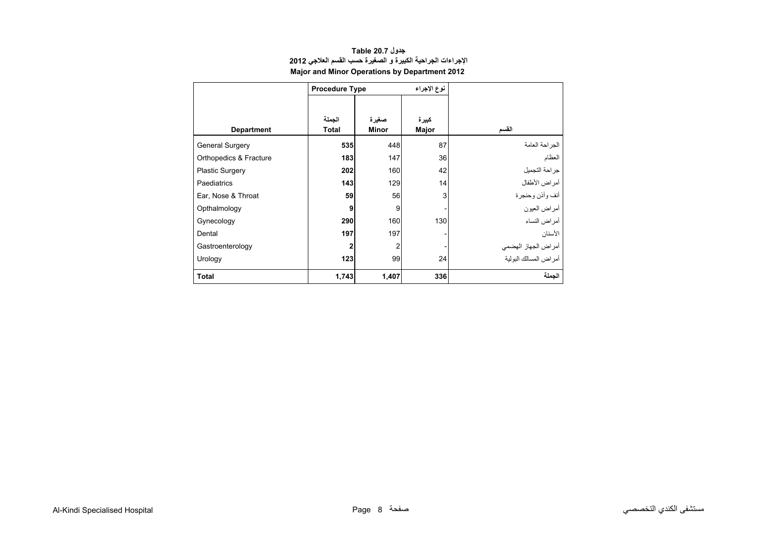**جدول Table 20.7**

**الإجراءات الجراحية الكبيرة و الصغيرة حسب القسم العلاجي 2012**

**Major and Minor Operations by Department 2012**

| | Procedure Type نوع الإجراء | | | |
|---|---|---|---|---|
| **Department** | **الجملة Total** | **صغيرة Minor** | **كبيرة Major** | **القسم** |
| General Surgery | **535** | 448 | 87 | الجراحة العامة |
| Orthopedics & Fracture | **183** | 147 | 36 | العظام |
| Plastic Surgery | **202** | 160 | 42 | جراحة التجميل |
| Paediatrics | **143** | 129 | 14 | أمراض الأطفال |
| Ear, Nose & Throat | **59** | 56 | 3 | أنف وأذن وحنجرة |
| Opthalmology | **9** | 9 | - | أمراض العيون |
| Gynecology | **290** | 160 | 130 | أمراض النساء |
| Dental | **197** | 197 | - | الأسنان |
| Gastroenterology | **2** | 2 | - | أمراض الجهاز الهضمي |
| Urology | **123** | 99 | 24 | أمراض المسالك البولية |
| **Total** | **1,743** | **1,407** | **336** | **الجملة** |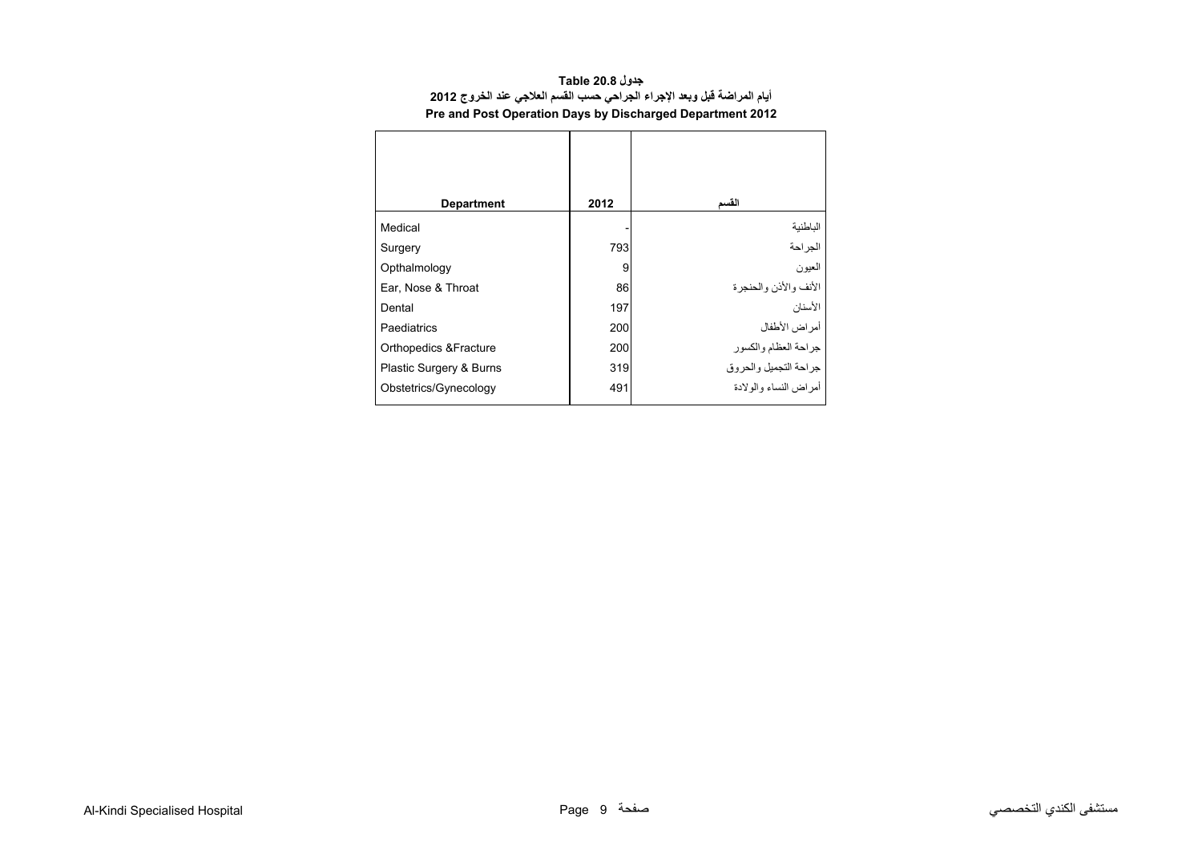**جدول Table 20.8**

**أيام المراضة قبل وبعد الإجراء الجراحي حسب القسم العلاجي عند الخروج 2012**

**Pre and Post Operation Days by Discharged Department 2012**

| Department | 2012 | القسم |
|---|---|---|
| Medical | - | الباطنية |
| Surgery | 793 | الجراحة |
| Opthalmology | 9 | العيون |
| Ear, Nose & Throat | 86 | الأنف والأذن والحنجرة |
| Dental | 197 | الأسنان |
| Paediatrics | 200 | أمراض الأطفال |
| Orthopedics &Fracture | 200 | جراحة العظام والكسور |
| Plastic Surgery & Burns | 319 | جراحة التجميل والحروق |
| Obstetrics/Gynecology | 491 | أمراض النساء والولادة |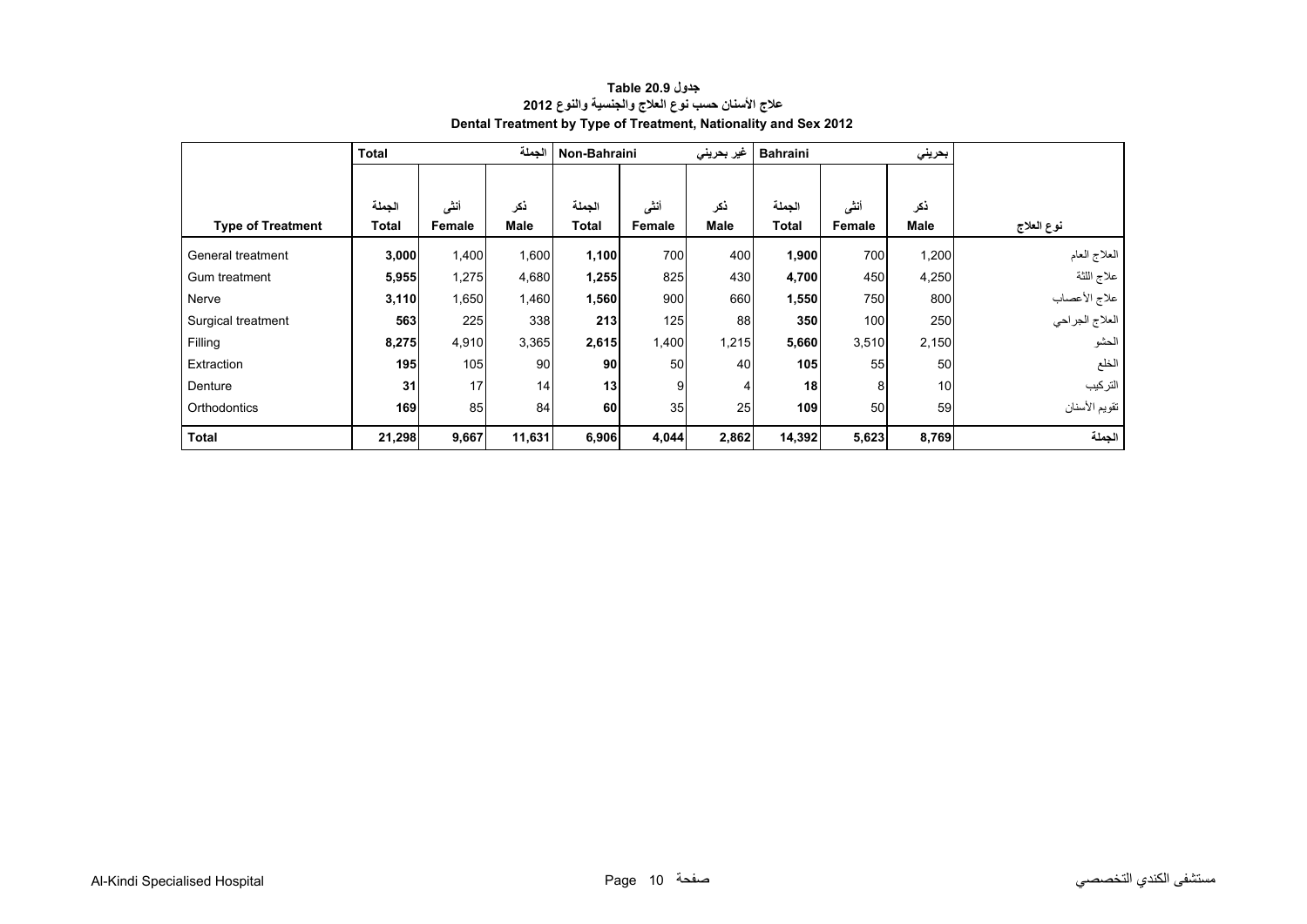**جدول 20.9 Table**

**علاج الأسنان حسب نوع العلاج والجنسية والنوع 2012**

**Dental Treatment by Type of Treatment, Nationality and Sex 2012**

| | Total | | الجملة | Non-Bahraini | | غير بحريني | Bahraini | | بحريني | |
|---|---|---|---|---|---|---|---|---|---|---|
| **Type of Treatment** | الجملة **Total** | أنثى **Female** | ذكر **Male** | الجملة **Total** | أنثى **Female** | ذكر **Male** | الجملة **Total** | أنثى **Female** | ذكر **Male** | **نوع العلاج** |
| General treatment | **3,000** | 1,400 | 1,600 | **1,100** | 700 | 400 | **1,900** | 700 | 1,200 | العلاج العام |
| Gum treatment | **5,955** | 1,275 | 4,680 | **1,255** | 825 | 430 | **4,700** | 450 | 4,250 | علاج اللثة |
| Nerve | **3,110** | 1,650 | 1,460 | **1,560** | 900 | 660 | **1,550** | 750 | 800 | علاج الأعصاب |
| Surgical treatment | **563** | 225 | 338 | **213** | 125 | 88 | **350** | 100 | 250 | العلاج الجراحي |
| Filling | **8,275** | 4,910 | 3,365 | **2,615** | 1,400 | 1,215 | **5,660** | 3,510 | 2,150 | الحشو |
| Extraction | **195** | 105 | 90 | **90** | 50 | 40 | **105** | 55 | 50 | الخلع |
| Denture | **31** | 17 | 14 | **13** | 9 | 4 | **18** | 8 | 10 | التركيب |
| Orthodontics | **169** | 85 | 84 | **60** | 35 | 25 | **109** | 50 | 59 | تقويم الأسنان |
| **Total** | **21,298** | **9,667** | **11,631** | **6,906** | **4,044** | **2,862** | **14,392** | **5,623** | **8,769** | **الجملة** |

Al-Kindi Specialised Hospital مستشفى الكندي التخصصي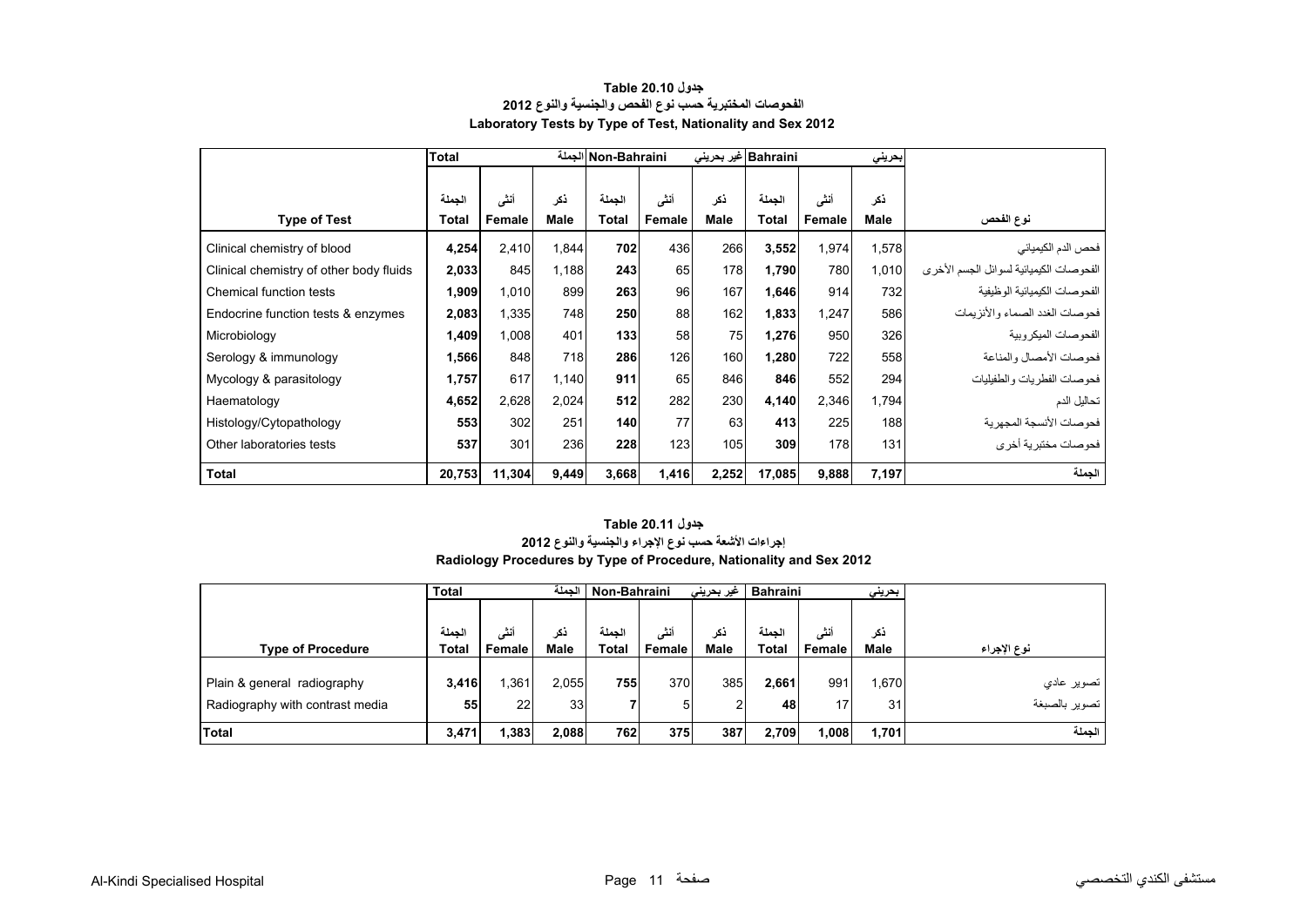### جدول Table 20.10
### الفحوصات المختبرية حسب نوع الفحص والجنسية والنوع 2012
### Laboratory Tests by Type of Test, Nationality and Sex 2012

| | Total | | الجملة | Non-Bahraini | | غير بحريني | Bahraini | | بحريني | |
|---|---|---|---|---|---|---|---|---|---|---|
| **Type of Test** | الجملة<br>**Total** | أنثى<br>**Female** | ذكر<br>**Male** | الجملة<br>**Total** | أنثى<br>**Female** | ذكر<br>**Male** | الجملة<br>**Total** | أنثى<br>**Female** | ذكر<br>**Male** | **نوع الفحص** |
| Clinical chemistry of blood | **4,254** | 2,410 | 1,844 | **702** | 436 | 266 | **3,552** | 1,974 | 1,578 | فحص الدم الكيميائي |
| Clinical chemistry of other body fluids | **2,033** | 845 | 1,188 | **243** | 65 | 178 | **1,790** | 780 | 1,010 | الفحوصات الكيميائية لسوائل الجسم الأخرى |
| Chemical function tests | **1,909** | 1,010 | 899 | **263** | 96 | 167 | **1,646** | 914 | 732 | الفحوصات الكيميائية الوظيفية |
| Endocrine function tests & enzymes | **2,083** | 1,335 | 748 | **250** | 88 | 162 | **1,833** | 1,247 | 586 | فحوصات الغدد الصماء والأنزيمات |
| Microbiology | **1,409** | 1,008 | 401 | **133** | 58 | 75 | **1,276** | 950 | 326 | الفحوصات الميكروبية |
| Serology & immunology | **1,566** | 848 | 718 | **286** | 126 | 160 | **1,280** | 722 | 558 | فحوصات الأمصال والمناعة |
| Mycology & parasitology | **1,757** | 617 | 1,140 | **911** | 65 | 846 | **846** | 552 | 294 | فحوصات الفطريات والطفيليات |
| Haematology | **4,652** | 2,628 | 2,024 | **512** | 282 | 230 | **4,140** | 2,346 | 1,794 | تحاليل الدم |
| Histology/Cytopathology | **553** | 302 | 251 | **140** | 77 | 63 | **413** | 225 | 188 | فحوصات الأنسجة المجهرية |
| Other laboratories tests | **537** | 301 | 236 | **228** | 123 | 105 | **309** | 178 | 131 | فحوصات مختبرية أخرى |
| **Total** | **20,753** | **11,304** | **9,449** | **3,668** | **1,416** | **2,252** | **17,085** | **9,888** | **7,197** | **الجملة** |

### جدول Table 20.11
### إجراءات الأشعة حسب نوع الإجراء والجنسية والنوع 2012
### Radiology Procedures by Type of Procedure, Nationality and Sex 2012

| | Total | | الجملة | Non-Bahraini | | غير بحريني | Bahraini | | بحريني | |
|---|---|---|---|---|---|---|---|---|---|---|
| **Type of Procedure** | الجملة<br>**Total** | أنثى<br>**Female** | ذكر<br>**Male** | الجملة<br>**Total** | أنثى<br>**Female** | ذكر<br>**Male** | الجملة<br>**Total** | أنثى<br>**Female** | ذكر<br>**Male** | **نوع الإجراء** |
| Plain & general radiography | **3,416** | 1,361 | 2,055 | **755** | 370 | 385 | **2,661** | 991 | 1,670 | تصوير عادي |
| Radiography with contrast media | **55** | 22 | 33 | **7** | 5 | 2 | **48** | 17 | 31 | تصوير بالصبغة |
| **Total** | **3,471** | **1,383** | **2,088** | **762** | **375** | **387** | **2,709** | **1,008** | **1,701** | **الجملة** |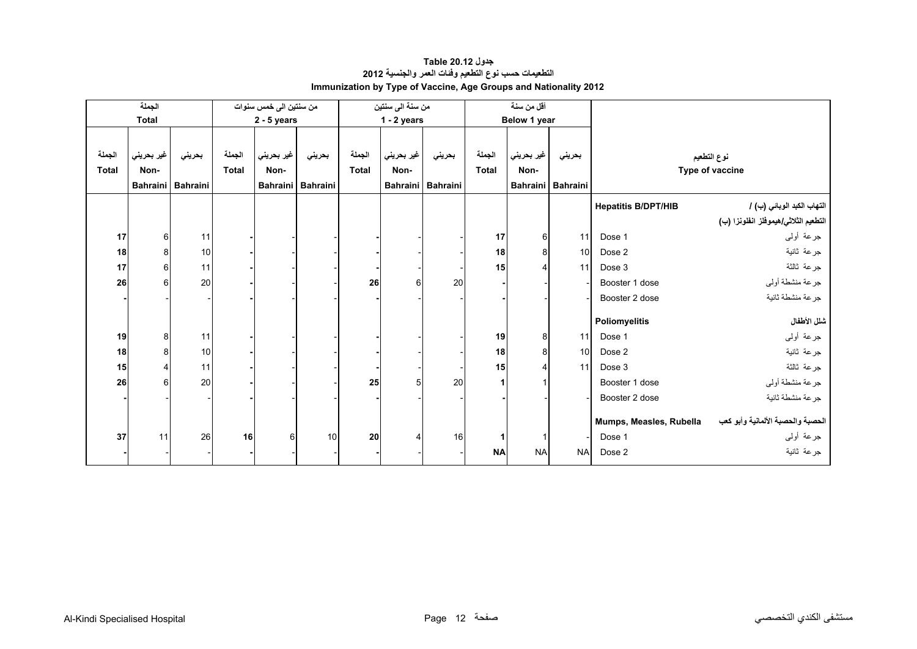# جدول Table 20.12
## التطعيمات حسب نوع التطعيم وفئات العمر والجنسية 2012
## Immunization by Type of Vaccine, Age Groups and Nationality 2012

| الجملة Total | | | من سنتين الى خمس سنوات 2 - 5 years | | | من سنة الى سنتين 1 - 2 years | | | أقل من سنة Below 1 year | | | نوع التطعيم Type of vaccine | |
|---|---|---|---|---|---|---|---|---|---|---|---|---|---|
| الجملة Total | غير بحريني Non-Bahraini | بحريني Bahraini | الجملة Total | غير بحريني Non-Bahraini | بحريني Bahraini | الجملة Total | غير بحريني Non-Bahraini | بحريني Bahraini | الجملة Total | غير بحريني Non-Bahraini | بحريني Bahraini | | |
| | | | | | | | | | | | | **Hepatitis B/DPT/HIB** | **التهاب الكبد الوبائي (ب) / التطعيم الثلاثي/هيموفلز انفلونزا (ب)** |
| **17** | 6 | 11 | **-** | - | - | **-** | - | - | **17** | 6 | 11 | Dose 1 | جرعة أولى |
| **18** | 8 | 10 | **-** | - | - | **-** | - | - | **18** | 8 | 10 | Dose 2 | جرعة ثانية |
| **17** | 6 | 11 | **-** | - | - | **-** | - | - | **15** | 4 | 11 | Dose 3 | جرعة ثالثة |
| **26** | 6 | 20 | **-** | - | - | **26** | 6 | 20 | **-** | - | - | Booster 1 dose | جرعة منشطة أولى |
| **-** | - | - | **-** | - | - | **-** | - | - | **-** | - | - | Booster 2 dose | جرعة منشطة ثانية |
| | | | | | | | | | | | | **Poliomyelitis** | **شلل الأطفال** |
| **19** | 8 | 11 | **-** | - | - | **-** | - | - | **19** | 8 | 11 | Dose 1 | جرعة أولى |
| **18** | 8 | 10 | **-** | - | - | **-** | - | - | **18** | 8 | 10 | Dose 2 | جرعة ثانية |
| **15** | 4 | 11 | **-** | - | - | **-** | - | - | **15** | 4 | 11 | Dose 3 | جرعة ثالثة |
| **26** | 6 | 20 | **-** | - | - | **25** | 5 | 20 | **1** | 1 | | Booster 1 dose | جرعة منشطة أولى |
| **-** | - | - | **-** | - | - | **-** | - | - | **-** | - | - | Booster 2 dose | جرعة منشطة ثانية |
| | | | | | | | | | | | | **Mumps, Measles, Rubella** | **الحصبة والحصبة الألمانية وأبو كعب** |
| **37** | 11 | 26 | **16** | 6 | 10 | **20** | 4 | 16 | **1** | 1 | - | Dose 1 | جرعة أولى |
| **-** | - | - | **-** | - | - | **-** | - | - | **NA** | NA | NA | Dose 2 | جرعة ثانية |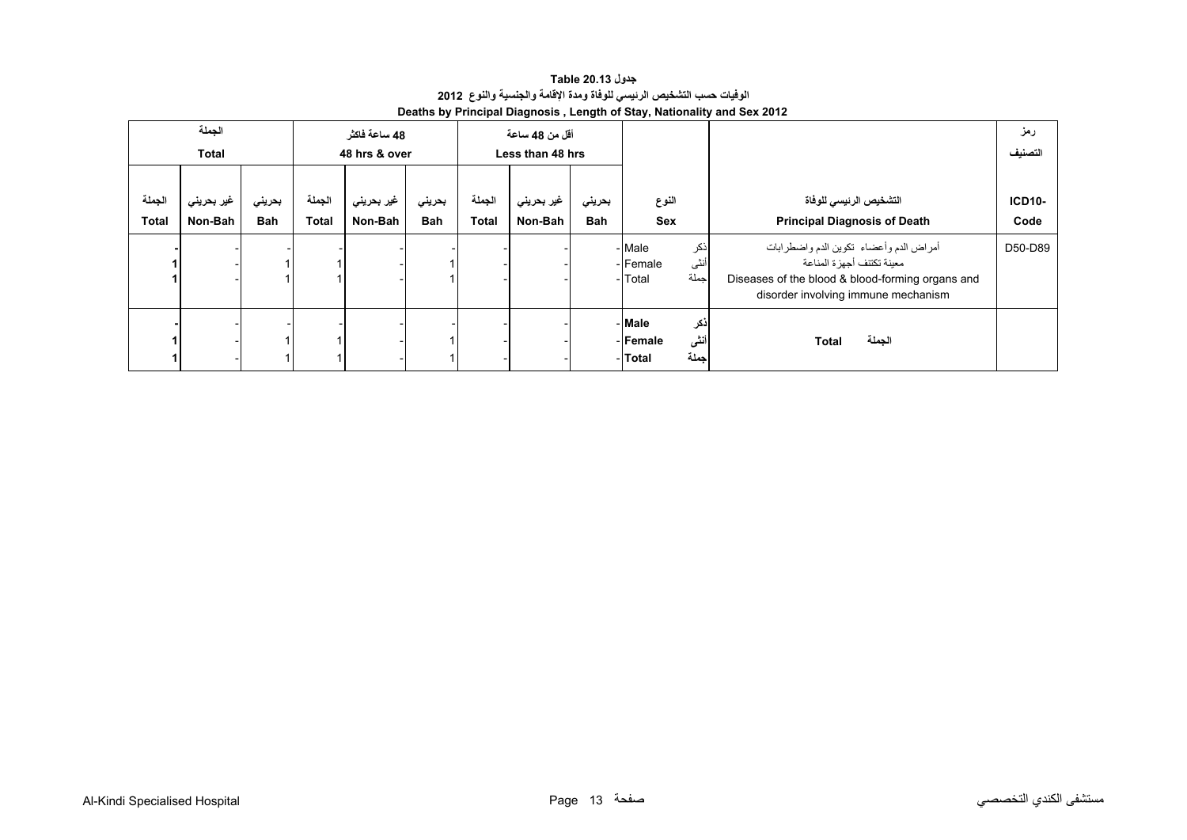**جدول 20.13 Table**

**الوفيات حسب التشخيص الرئيسي للوفاة ومدة الإقامة والجنسية والنوع 2012**

**Deaths by Principal Diagnosis , Length of Stay, Nationality and Sex 2012**

| الجملة Total | | | 48 ساعة فاكثر 48 hrs & over | | | أقل من 48 ساعة Less than 48 hrs | | | | | رمز التصنيف |
|---|---|---|---|---|---|---|---|---|---|---|---|
| الجملة Total | غير بحريني Non-Bah | بحريني Bah | الجملة Total | غير بحريني Non-Bah | بحريني Bah | الجملة Total | غير بحريني Non-Bah | بحريني Bah | النوع Sex | التشخيص الرئيسي للوفاة Principal Diagnosis of Death | ICD10-Code |
| - | - | - | - | - | - | - | - | - | Male ذكر | أمراض الدم وأعضاء تكوين الدم واضطرابات معينة تكتنف أجهزة المناعة Diseases of the blood & blood-forming organs and disorder involving immune mechanism | D50-D89 |
| 1 | - | 1 | 1 | - | 1 | - | - | - | Female أنثى | | |
| 1 | - | 1 | 1 | - | 1 | - | - | - | Total جملة | | |
| **-** | - | - | - | - | - | - | - | - | **Male ذكر** | **Total الجملة** | |
| **1** | - | 1 | 1 | - | 1 | - | - | - | **Female أنثى** | | |
| **1** | - | 1 | 1 | - | 1 | - | - | - | **Total جملة** | | |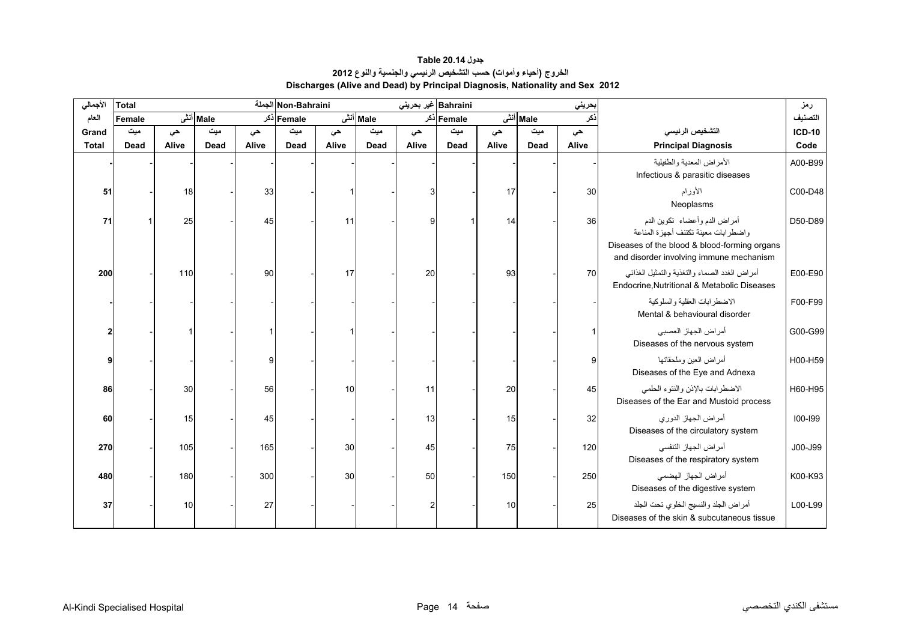# جدول 20.14 Table

## الخروج (أحياء وأموات) حسب التشخيص الرئيسي والجنسية والنوع 2012

## Discharges (Alive and Dead) by Principal Diagnosis, Nationality and Sex 2012

| الأجمالي | Total | | | | Non-Bahraini الجملة | | | | Bahraini غير بحريني | | | بحريني | | رمز |
|---|---|---|---|---|---|---|---|---|---|---|---|---|---|---|
| العام | Female | أنثى | Male | ذكر | Female | أنثى | Male | ذكر | Female | أنثى | Male | ذكر | | التصنيف |
| Grand | ميت | حي | ميت | حي | ميت | حي | ميت | حي | ميت | حي | ميت | حي | التشخيص الرئيسي | ICD-10 |
| Total | Dead | Alive | Dead | Alive | Dead | Alive | Dead | Alive | Dead | Alive | Dead | Alive | Principal Diagnosis | Code |
| - | - | - | - | - | - | - | - | - | - | - | - | - | الأمراض المعدية والطفيلية Infectious & parasitic diseases | A00-B99 |
| 51 | - | 18 | - | 33 | - | 1 | - | 3 | - | 17 | - | 30 | الأورام Neoplasms | C00-D48 |
| 71 | 1 | 25 | - | 45 | - | 11 | - | 9 | 1 | 14 | - | 36 | أمراض الدم وأعضاء تكوين الدم واضطرابات معينة تكتنف أجهزة المناعة Diseases of the blood & blood-forming organs and disorder involving immune mechanism | D50-D89 |
| 200 | - | 110 | - | 90 | - | 17 | - | 20 | - | 93 | - | 70 | أمراض الغدد الصماء والتغذية والتمثيل الغذائي Endocrine,Nutritional & Metabolic Diseases | E00-E90 |
| - | - | - | - | - | - | - | - | - | - | - | - | - | الاضطرابات العقلية والسلوكية Mental & behavioural disorder | F00-F99 |
| 2 | - | 1 | - | 1 | - | 1 | - | - | - | - | - | 1 | أمراض الجهاز العصبي Diseases of the nervous system | G00-G99 |
| 9 | - | - | - | 9 | - | - | - | - | - | - | - | 9 | أمراض العين وملحقاتها Diseases of the Eye and Adnexa | H00-H59 |
| 86 | - | 30 | - | 56 | - | 10 | - | 11 | - | 20 | - | 45 | الاضطرابات بالإذن والنتوء الحلمي Diseases of the Ear and Mustoid process | H60-H95 |
| 60 | - | 15 | - | 45 | - | - | - | 13 | - | 15 | - | 32 | أمراض الجهاز الدوري Diseases of the circulatory system | I00-I99 |
| 270 | - | 105 | - | 165 | - | 30 | - | 45 | - | 75 | - | 120 | أمراض الجهاز التنفسي Diseases of the respiratory system | J00-J99 |
| 480 | - | 180 | - | 300 | - | 30 | - | 50 | - | 150 | - | 250 | أمراض الجهاز الهضمي Diseases of the digestive system | K00-K93 |
| 37 | - | 10 | - | 27 | - | - | - | 2 | - | 10 | - | 25 | أمراض الجلد والنسيج الخلوي تحت الجلد Diseases of the skin & subcutaneous tissue | L00-L99 |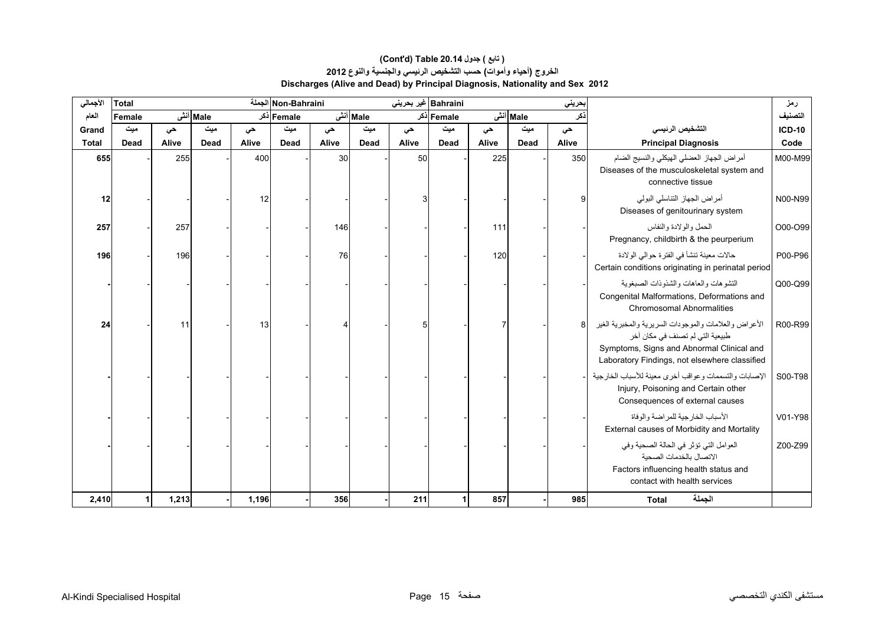# (Cont'd) Table 20.14 جدول ( تابع )

## الخروج (أحياء وأموات) حسب التشخيص الرئيسي والجنسية والنوع 2012

## Discharges (Alive and Dead) by Principal Diagnosis, Nationality and Sex 2012

| الأجمالي | Total الجملة | | | | Non-Bahraini غير بحريني | | | | Bahraini بحريني | | | | | رمز |
|---|---|---|---|---|---|---|---|---|---|---|---|---|---|---|
| العام | Female أنثى | | Male ذكر | | Female أنثى | | Male ذكر | | Female أنثى | | Male ذكر | | | التصنيف |
| Grand Total | ميت Dead | حي Alive | ميت Dead | حي Alive | ميت Dead | حي Alive | ميت Dead | حي Alive | ميت Dead | حي Alive | ميت Dead | حي Alive | التشخيص الرئيسي Principal Diagnosis | ICD-10 Code |
| 655 | - | 255 | - | 400 | - | 30 | - | 50 | - | 225 | - | 350 | أمراض الجهاز العضلي الهيكلي والنسيج الضام Diseases of the musculoskeletal system and connective tissue | M00-M99 |
| 12 | - | - | - | 12 | - | - | - | 3 | - | - | - | 9 | أمراض الجهاز التناسلي البولي Diseases of genitourinary system | N00-N99 |
| 257 | - | 257 | - | - | - | 146 | - | - | - | 111 | - | - | الحمل والولادة والنفاس Pregnancy, childbirth & the peurperium | O00-O99 |
| 196 | - | 196 | - | - | - | 76 | - | - | - | 120 | - | - | حالات معينة تنشأ في الفترة حوالي الولادة Certain conditions originating in perinatal period | P00-P96 |
| - | - | - | - | - | - | - | - | - | - | - | - | - | التشوهات والعاهات والشذوذات الصبغوية Congenital Malformations, Deformations and Chromosomal Abnormalities | Q00-Q99 |
| 24 | - | 11 | - | 13 | - | 4 | - | 5 | - | 7 | - | 8 | الأعراض والعلامات والموجودات السريرية والمخبرية الغير طبيعية التي لم تصنف في مكان آخر Symptoms, Signs and Abnormal Clinical and Laboratory Findings, not elsewhere classified | R00-R99 |
| - | - | - | - | - | - | - | - | - | - | - | - | - | الإصابات والتسممات وعواقب أخرى معينة للأسباب الخارجية Injury, Poisoning and Certain other Consequences of external causes | S00-T98 |
| - | - | - | - | - | - | - | - | - | - | - | - | - | الأسباب الخارجية للمراضة والوفاة External causes of Morbidity and Mortality | V01-Y98 |
| - | - | - | - | - | - | - | - | - | - | - | - | - | العوامل التي تؤثر في الحالة الصحية وفي الاتصال بالخدمات الصحية Factors influencing health status and contact with health services | Z00-Z99 |
| 2,410 | 1 | 1,213 | - | 1,196 | - | 356 | - | 211 | 1 | 857 | - | 985 | Total الجملة | |

Al-Kindi Specialised Hospital مستشفى الكندي التخصصي